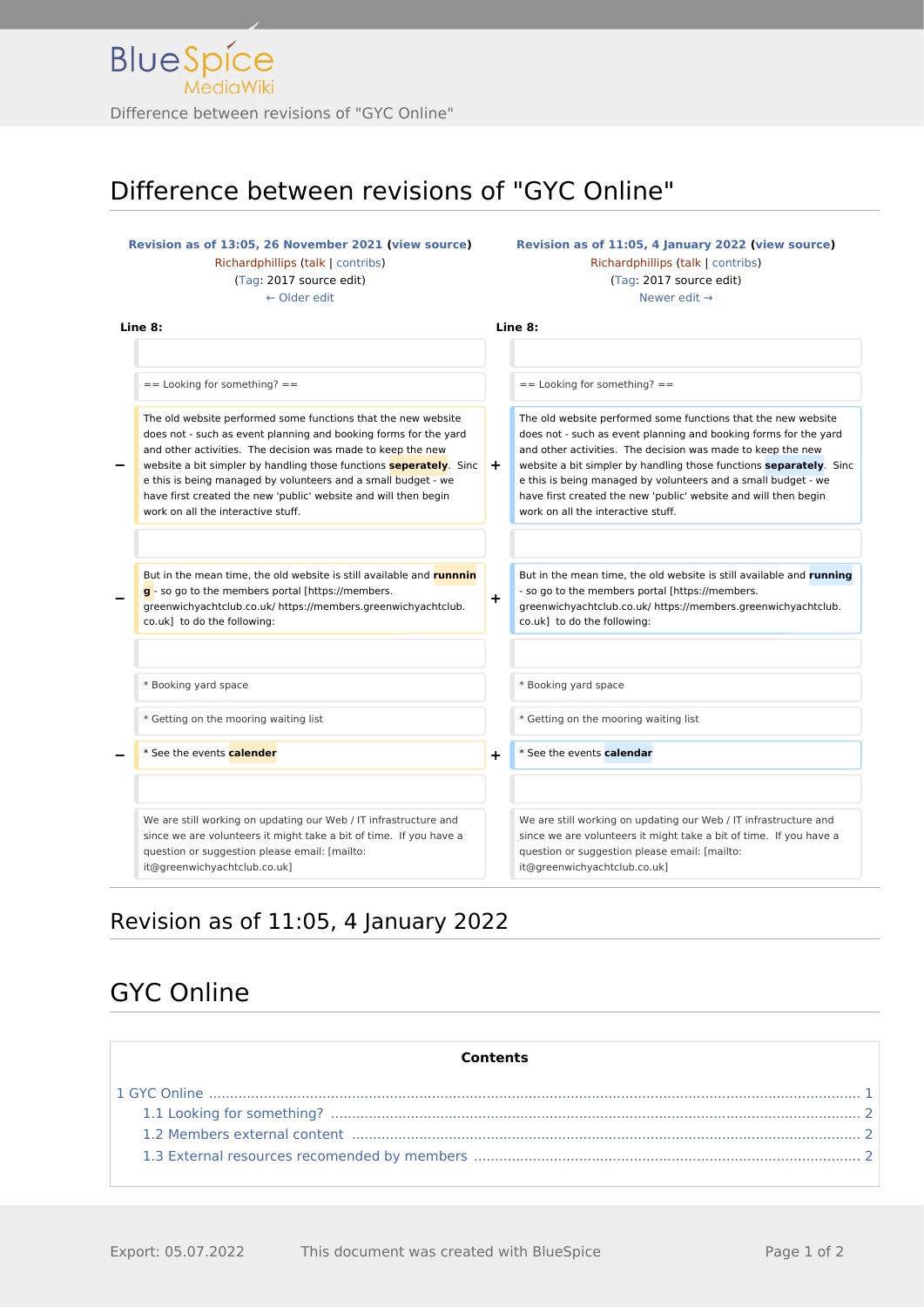# Difference between revisions of "GYC Online"

| Revision as of 13:05, 26 November 2021 (view source) | | Revision as of 11:05, 4 January 2022 (view source) |
|---|---|---|
| Richardphillips (talk \| contribs) | | Richardphillips (talk \| contribs) |
| (Tag: 2017 source edit) | | (Tag: 2017 source edit) |
| ← Older edit | | Newer edit → |

| | Line 8: | | Line 8: |
|---|---|---|---|
| | | | |
| | == Looking for something? == | | == Looking for something? == |
| − | The old website performed some functions that the new website does not - such as event planning and booking forms for the yard and other activities. The decision was made to keep the new website a bit simpler by handling those functions **seperately**. Since this is being managed by volunteers and a small budget - we have first created the new 'public' website and will then begin work on all the interactive stuff. | + | The old website performed some functions that the new website does not - such as event planning and booking forms for the yard and other activities. The decision was made to keep the new website a bit simpler by handling those functions **separately**. Since this is being managed by volunteers and a small budget - we have first created the new 'public' website and will then begin work on all the interactive stuff. |
| | | | |
| − | But in the mean time, the old website is still available and **runnning** - so go to the members portal [https://members.greenwichyachtclub.co.uk/ https://members.greenwichyachtclub.co.uk] to do the following: | + | But in the mean time, the old website is still available and **running** - so go to the members portal [https://members.greenwichyachtclub.co.uk/ https://members.greenwichyachtclub.co.uk] to do the following: |
| | | | |
| | * Booking yard space | | * Booking yard space |
| | * Getting on the mooring waiting list | | * Getting on the mooring waiting list |
| − | * See the events **calender** | + | * See the events **calendar** |
| | | | |
| | We are still working on updating our Web / IT infrastructure and since we are volunteers it might take a bit of time. If you have a question or suggestion please email: [mailto:it@greenwichyachtclub.co.uk] | | We are still working on updating our Web / IT infrastructure and since we are volunteers it might take a bit of time. If you have a question or suggestion please email: [mailto:it@greenwichyachtclub.co.uk] |

## Revision as of 11:05, 4 January 2022

# GYC Online

**Contents**

1 GYC Online ..... 1
- 1.1 Looking for something? ..... 2
- 1.2 Members external content ..... 2
- 1.3 External resources recomended by members ..... 2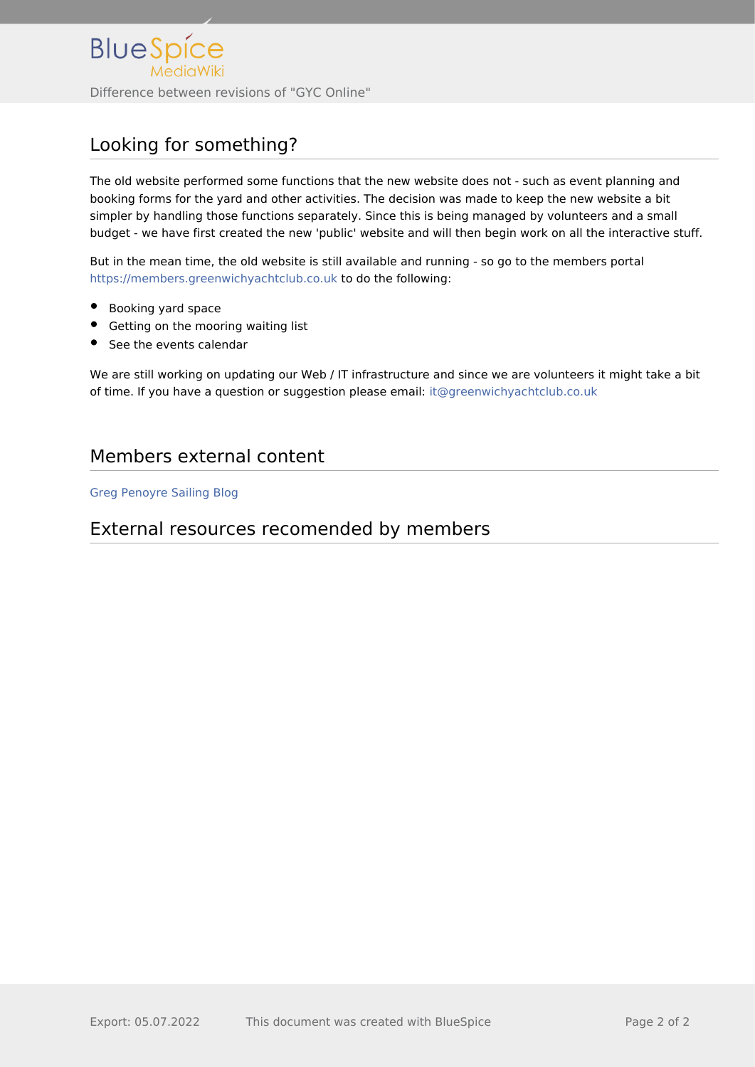## Looking for something?

The old website performed some functions that the new website does not - such as event planning and booking forms for the yard and other activities. The decision was made to keep the new website a bit simpler by handling those functions separately. Since this is being managed by volunteers and a small budget - we have first created the new 'public' website and will then begin work on all the interactive stuff.

But in the mean time, the old website is still available and running - so go to the members portal https://members.greenwichyachtclub.co.uk to do the following:

- Booking yard space
- Getting on the mooring waiting list
- See the events calendar

We are still working on updating our Web / IT infrastructure and since we are volunteers it might take a bit of time. If you have a question or suggestion please email: it@greenwichyachtclub.co.uk

## Members external content

Greg Penoyre Sailing Blog

## External resources recomended by members